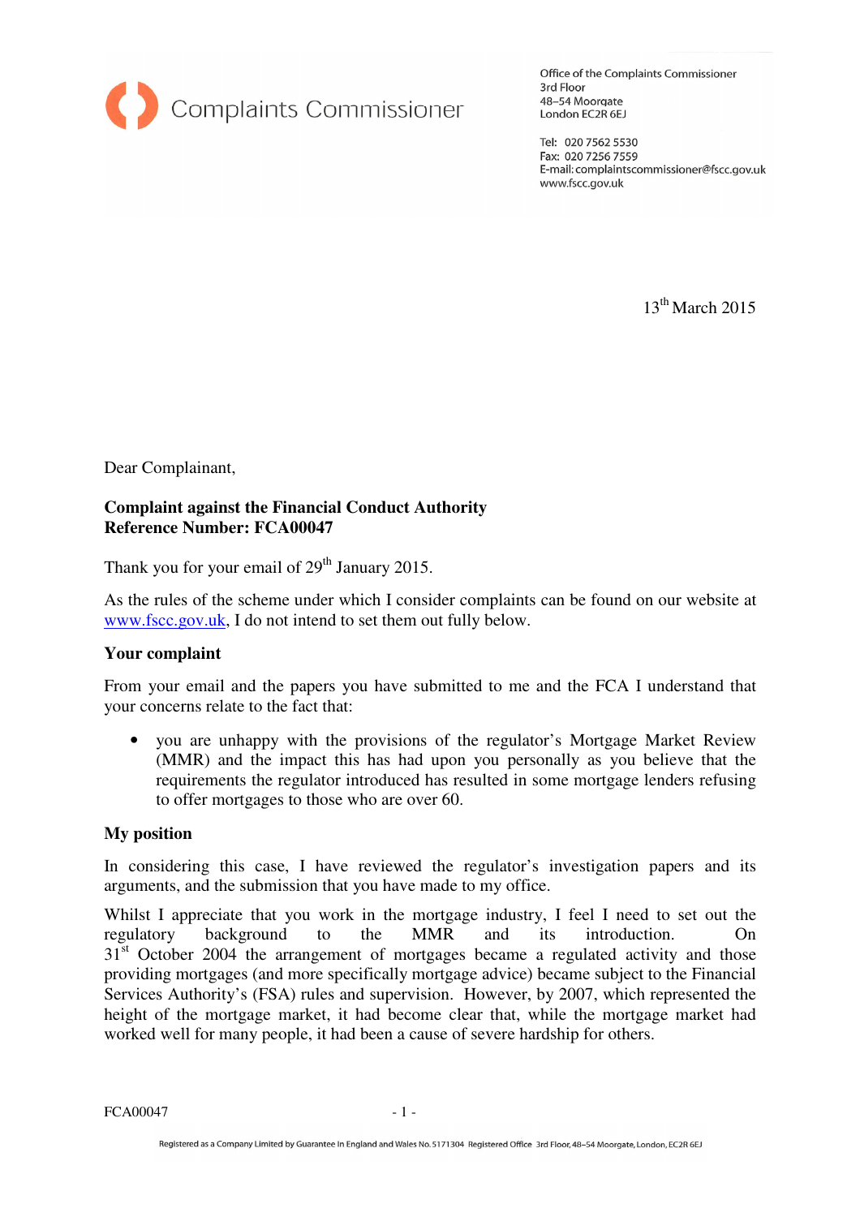Complaints Commissioner

Office of the Complaints Commissioner
3rd Floor
48–54 Moorgate
London EC2R 6EJ

Tel: 020 7562 5530
Fax: 020 7256 7559
E-mail: complaintscommissioner@fscc.gov.uk
www.fscc.gov.uk

13th March 2015

Dear Complainant,

**Complaint against the Financial Conduct Authority**
**Reference Number: FCA00047**

Thank you for your email of 29th January 2015.

As the rules of the scheme under which I consider complaints can be found on our website at www.fscc.gov.uk, I do not intend to set them out fully below.

**Your complaint**

From your email and the papers you have submitted to me and the FCA I understand that your concerns relate to the fact that:

- you are unhappy with the provisions of the regulator's Mortgage Market Review (MMR) and the impact this has had upon you personally as you believe that the requirements the regulator introduced has resulted in some mortgage lenders refusing to offer mortgages to those who are over 60.

**My position**

In considering this case, I have reviewed the regulator's investigation papers and its arguments, and the submission that you have made to my office.

Whilst I appreciate that you work in the mortgage industry, I feel I need to set out the regulatory background to the MMR and its introduction. On 31st October 2004 the arrangement of mortgages became a regulated activity and those providing mortgages (and more specifically mortgage advice) became subject to the Financial Services Authority's (FSA) rules and supervision. However, by 2007, which represented the height of the mortgage market, it had become clear that, while the mortgage market had worked well for many people, it had been a cause of severe hardship for others.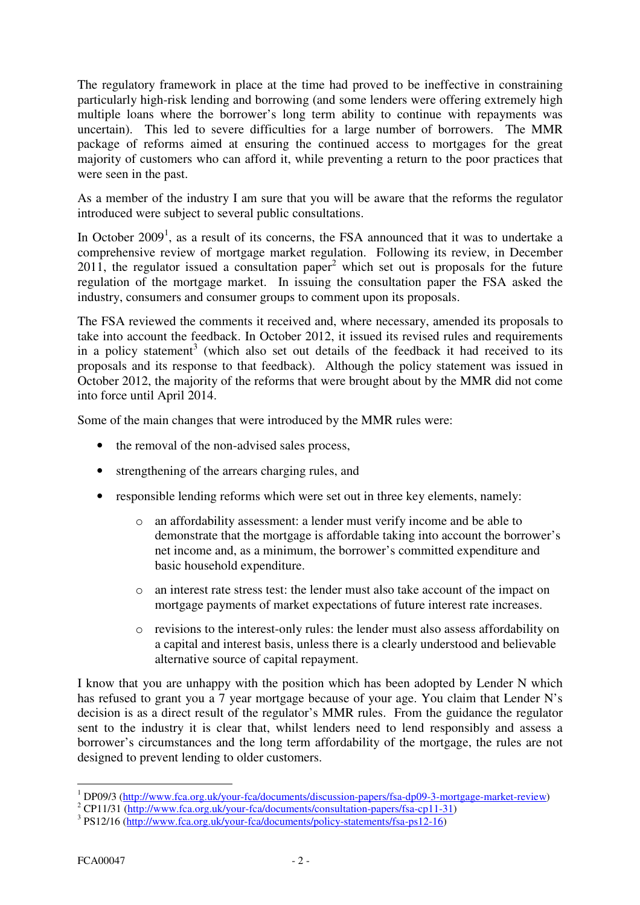The regulatory framework in place at the time had proved to be ineffective in constraining particularly high-risk lending and borrowing (and some lenders were offering extremely high multiple loans where the borrower's long term ability to continue with repayments was uncertain). This led to severe difficulties for a large number of borrowers. The MMR package of reforms aimed at ensuring the continued access to mortgages for the great majority of customers who can afford it, while preventing a return to the poor practices that were seen in the past.

As a member of the industry I am sure that you will be aware that the reforms the regulator introduced were subject to several public consultations.

In October 2009[1], as a result of its concerns, the FSA announced that it was to undertake a comprehensive review of mortgage market regulation. Following its review, in December 2011, the regulator issued a consultation paper[2] which set out is proposals for the future regulation of the mortgage market. In issuing the consultation paper the FSA asked the industry, consumers and consumer groups to comment upon its proposals.

The FSA reviewed the comments it received and, where necessary, amended its proposals to take into account the feedback. In October 2012, it issued its revised rules and requirements in a policy statement[3] (which also set out details of the feedback it had received to its proposals and its response to that feedback). Although the policy statement was issued in October 2012, the majority of the reforms that were brought about by the MMR did not come into force until April 2014.

Some of the main changes that were introduced by the MMR rules were:

- the removal of the non-advised sales process,
- strengthening of the arrears charging rules, and
- responsible lending reforms which were set out in three key elements, namely:
    - an affordability assessment: a lender must verify income and be able to demonstrate that the mortgage is affordable taking into account the borrower's net income and, as a minimum, the borrower's committed expenditure and basic household expenditure.
    - an interest rate stress test: the lender must also take account of the impact on mortgage payments of market expectations of future interest rate increases.
    - revisions to the interest-only rules: the lender must also assess affordability on a capital and interest basis, unless there is a clearly understood and believable alternative source of capital repayment.

I know that you are unhappy with the position which has been adopted by Lender N which has refused to grant you a 7 year mortgage because of your age. You claim that Lender N's decision is as a direct result of the regulator's MMR rules. From the guidance the regulator sent to the industry it is clear that, whilst lenders need to lend responsibly and assess a borrower's circumstances and the long term affordability of the mortgage, the rules are not designed to prevent lending to older customers.

---

[1] DP09/3 (http://www.fca.org.uk/your-fca/documents/discussion-papers/fsa-dp09-3-mortgage-market-review)

[2] CP11/31 (http://www.fca.org.uk/your-fca/documents/consultation-papers/fsa-cp11-31)

[3] PS12/16 (http://www.fca.org.uk/your-fca/documents/policy-statements/fsa-ps12-16)

FCA00047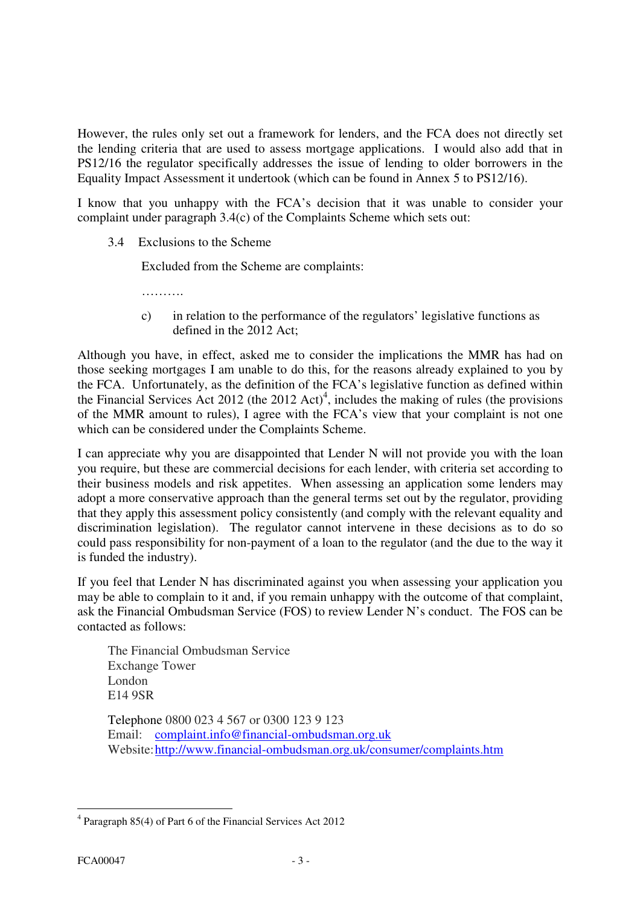However, the rules only set out a framework for lenders, and the FCA does not directly set the lending criteria that are used to assess mortgage applications. I would also add that in PS12/16 the regulator specifically addresses the issue of lending to older borrowers in the Equality Impact Assessment it undertook (which can be found in Annex 5 to PS12/16).

I know that you unhappy with the FCA's decision that it was unable to consider your complaint under paragraph 3.4(c) of the Complaints Scheme which sets out:

> 3.4 Exclusions to the Scheme
>
> Excluded from the Scheme are complaints:
>
> ……….
>
> c) in relation to the performance of the regulators' legislative functions as defined in the 2012 Act;

Although you have, in effect, asked me to consider the implications the MMR has had on those seeking mortgages I am unable to do this, for the reasons already explained to you by the FCA. Unfortunately, as the definition of the FCA's legislative function as defined within the Financial Services Act 2012 (the 2012 Act)[4], includes the making of rules (the provisions of the MMR amount to rules), I agree with the FCA's view that your complaint is not one which can be considered under the Complaints Scheme.

I can appreciate why you are disappointed that Lender N will not provide you with the loan you require, but these are commercial decisions for each lender, with criteria set according to their business models and risk appetites. When assessing an application some lenders may adopt a more conservative approach than the general terms set out by the regulator, providing that they apply this assessment policy consistently (and comply with the relevant equality and discrimination legislation). The regulator cannot intervene in these decisions as to do so could pass responsibility for non-payment of a loan to the regulator (and the due to the way it is funded the industry).

If you feel that Lender N has discriminated against you when assessing your application you may be able to complain to it and, if you remain unhappy with the outcome of that complaint, ask the Financial Ombudsman Service (FOS) to review Lender N's conduct. The FOS can be contacted as follows:

> The Financial Ombudsman Service
> Exchange Tower
> London
> E14 9SR
>
> Telephone 0800 023 4 567 or 0300 123 9 123
> Email: complaint.info@financial-ombudsman.org.uk
> Website: http://www.financial-ombudsman.org.uk/consumer/complaints.htm

---

[4] Paragraph 85(4) of Part 6 of the Financial Services Act 2012

FCA00047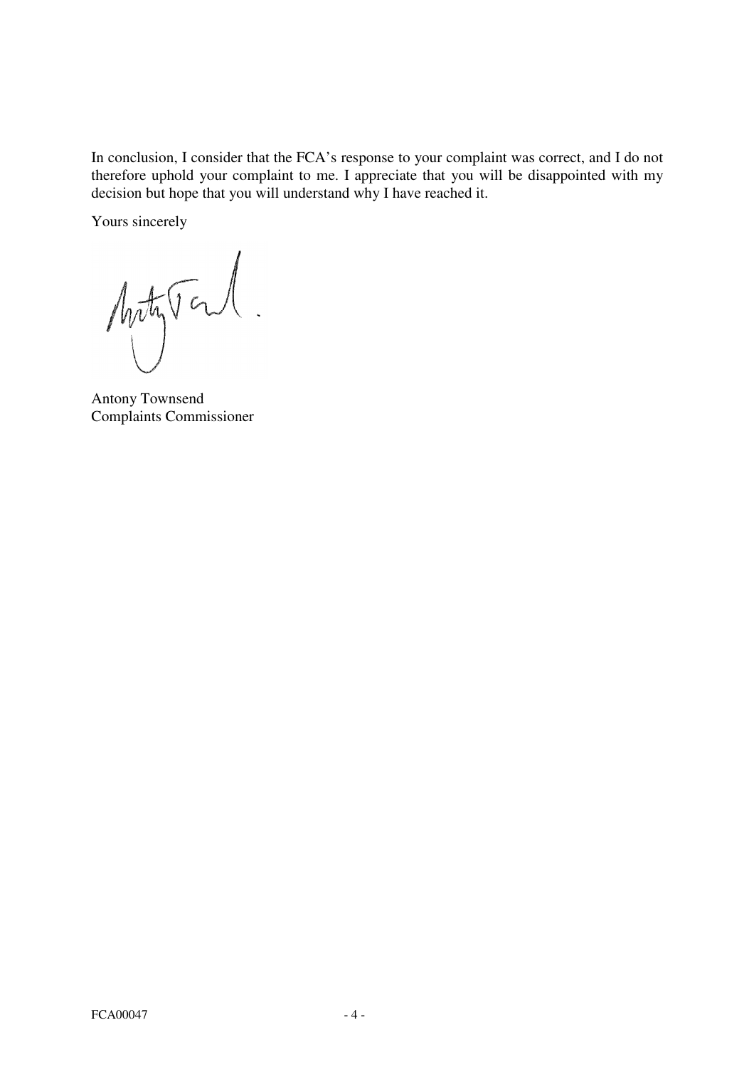In conclusion, I consider that the FCA's response to your complaint was correct, and I do not therefore uphold your complaint to me. I appreciate that you will be disappointed with my decision but hope that you will understand why I have reached it.

Yours sincerely

Antony Townsend  
Complaints Commissioner

FCA00047